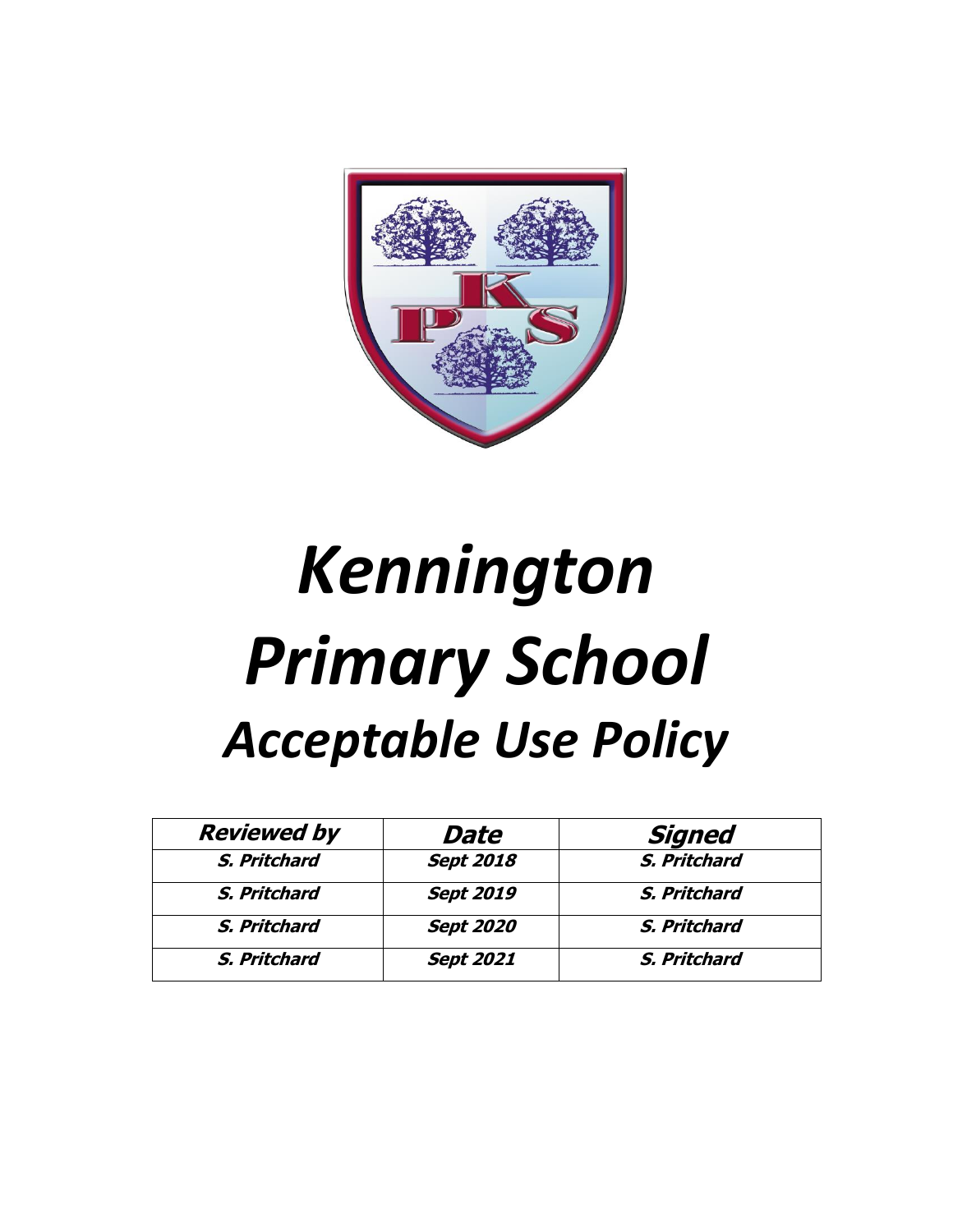# *Kennington Primary School*

## *Acceptable Use Policy*

| ***Reviewed by*** | ***Date*** | ***Signed*** |
| --- | --- | --- |
| ***S. Pritchard*** | ***Sept 2018*** | ***S. Pritchard*** |
| ***S. Pritchard*** | ***Sept 2019*** | ***S. Pritchard*** |
| ***S. Pritchard*** | ***Sept 2020*** | ***S. Pritchard*** |
| ***S. Pritchard*** | ***Sept 2021*** | ***S. Pritchard*** |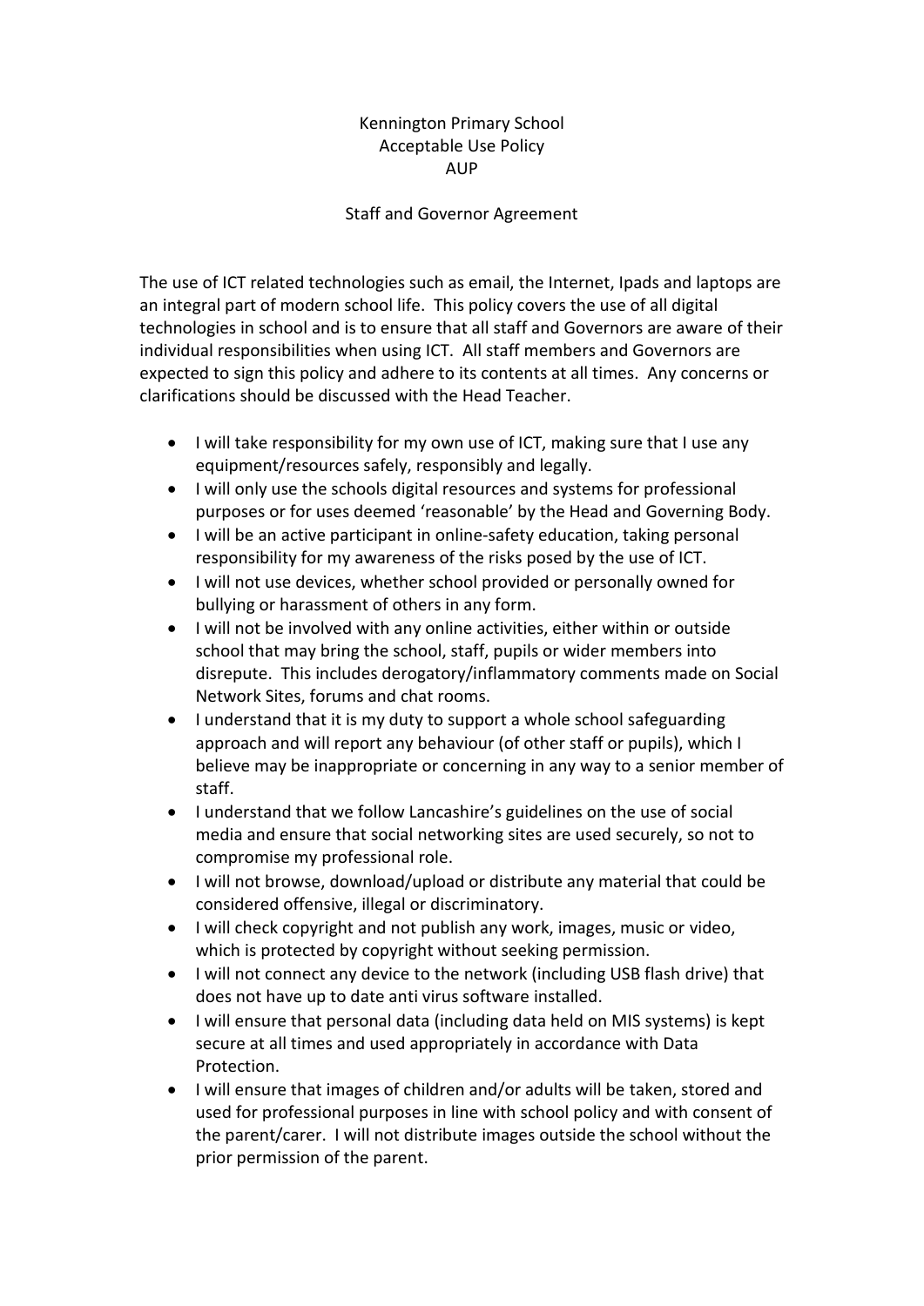Kennington Primary School
Acceptable Use Policy
AUP

Staff and Governor Agreement

The use of ICT related technologies such as email, the Internet, Ipads and laptops are an integral part of modern school life. This policy covers the use of all digital technologies in school and is to ensure that all staff and Governors are aware of their individual responsibilities when using ICT. All staff members and Governors are expected to sign this policy and adhere to its contents at all times. Any concerns or clarifications should be discussed with the Head Teacher.

- I will take responsibility for my own use of ICT, making sure that I use any equipment/resources safely, responsibly and legally.
- I will only use the schools digital resources and systems for professional purposes or for uses deemed 'reasonable' by the Head and Governing Body.
- I will be an active participant in online-safety education, taking personal responsibility for my awareness of the risks posed by the use of ICT.
- I will not use devices, whether school provided or personally owned for bullying or harassment of others in any form.
- I will not be involved with any online activities, either within or outside school that may bring the school, staff, pupils or wider members into disrepute. This includes derogatory/inflammatory comments made on Social Network Sites, forums and chat rooms.
- I understand that it is my duty to support a whole school safeguarding approach and will report any behaviour (of other staff or pupils), which I believe may be inappropriate or concerning in any way to a senior member of staff.
- I understand that we follow Lancashire's guidelines on the use of social media and ensure that social networking sites are used securely, so not to compromise my professional role.
- I will not browse, download/upload or distribute any material that could be considered offensive, illegal or discriminatory.
- I will check copyright and not publish any work, images, music or video, which is protected by copyright without seeking permission.
- I will not connect any device to the network (including USB flash drive) that does not have up to date anti virus software installed.
- I will ensure that personal data (including data held on MIS systems) is kept secure at all times and used appropriately in accordance with Data Protection.
- I will ensure that images of children and/or adults will be taken, stored and used for professional purposes in line with school policy and with consent of the parent/carer. I will not distribute images outside the school without the prior permission of the parent.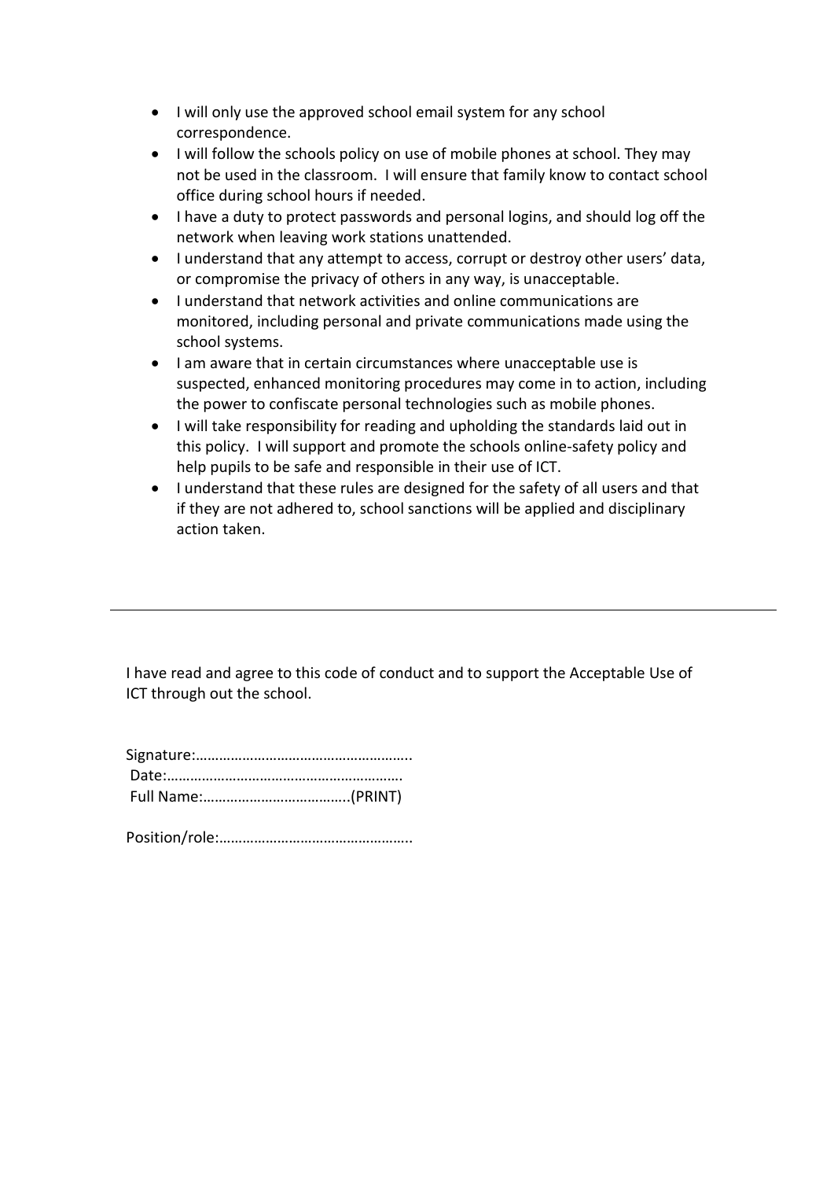- I will only use the approved school email system for any school correspondence.
- I will follow the schools policy on use of mobile phones at school. They may not be used in the classroom. I will ensure that family know to contact school office during school hours if needed.
- I have a duty to protect passwords and personal logins, and should log off the network when leaving work stations unattended.
- I understand that any attempt to access, corrupt or destroy other users' data, or compromise the privacy of others in any way, is unacceptable.
- I understand that network activities and online communications are monitored, including personal and private communications made using the school systems.
- I am aware that in certain circumstances where unacceptable use is suspected, enhanced monitoring procedures may come in to action, including the power to confiscate personal technologies such as mobile phones.
- I will take responsibility for reading and upholding the standards laid out in this policy. I will support and promote the schools online-safety policy and help pupils to be safe and responsible in their use of ICT.
- I understand that these rules are designed for the safety of all users and that if they are not adhered to, school sanctions will be applied and disciplinary action taken.

---

I have read and agree to this code of conduct and to support the Acceptable Use of ICT through out the school.

Signature:………………………………………………..
Date:…………………………………………………….
Full Name:……………………………….(PRINT)

Position/role:…………………………………………..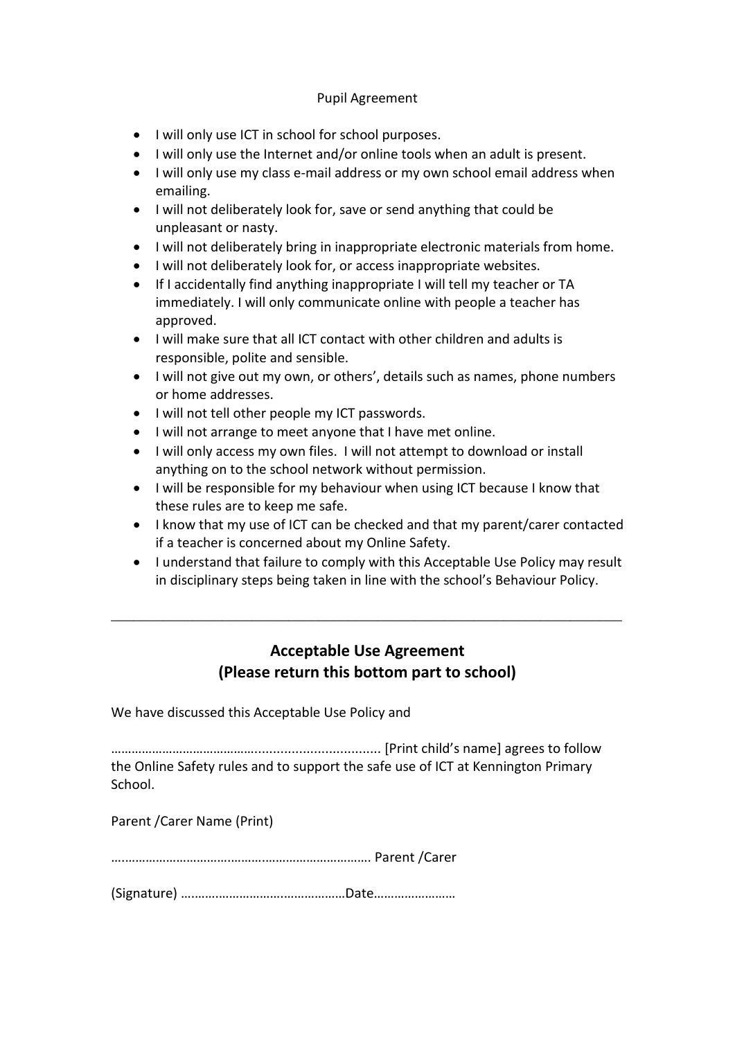Pupil Agreement

- I will only use ICT in school for school purposes.
- I will only use the Internet and/or online tools when an adult is present.
- I will only use my class e-mail address or my own school email address when emailing.
- I will not deliberately look for, save or send anything that could be unpleasant or nasty.
- I will not deliberately bring in inappropriate electronic materials from home.
- I will not deliberately look for, or access inappropriate websites.
- If I accidentally find anything inappropriate I will tell my teacher or TA immediately. I will only communicate online with people a teacher has approved.
- I will make sure that all ICT contact with other children and adults is responsible, polite and sensible.
- I will not give out my own, or others', details such as names, phone numbers or home addresses.
- I will not tell other people my ICT passwords.
- I will not arrange to meet anyone that I have met online.
- I will only access my own files. I will not attempt to download or install anything on to the school network without permission.
- I will be responsible for my behaviour when using ICT because I know that these rules are to keep me safe.
- I know that my use of ICT can be checked and that my parent/carer contacted if a teacher is concerned about my Online Safety.
- I understand that failure to comply with this Acceptable Use Policy may result in disciplinary steps being taken in line with the school's Behaviour Policy.

---

## Acceptable Use Agreement
## (Please return this bottom part to school)

We have discussed this Acceptable Use Policy and

……………………………….............................. [Print child's name] agrees to follow the Online Safety rules and to support the safe use of ICT at Kennington Primary School.

Parent /Carer Name (Print)

……………………………………………………………… Parent /Carer

(Signature) ………………………………………Date……………………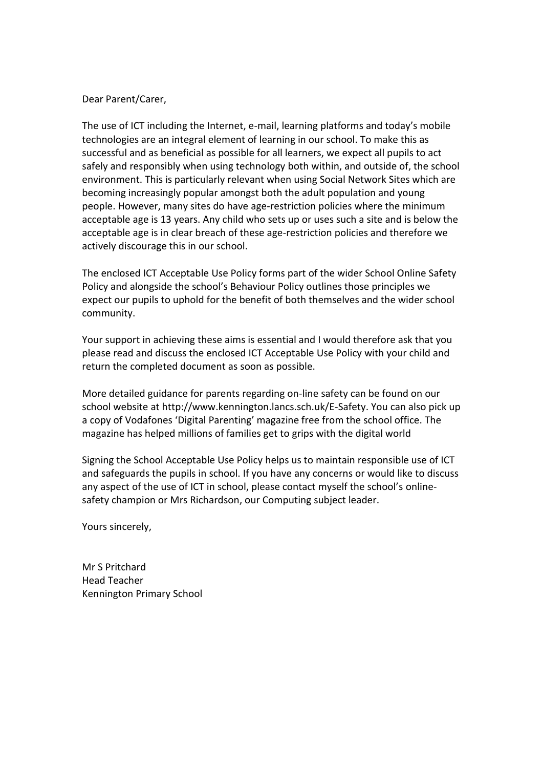Dear Parent/Carer,

The use of ICT including the Internet, e-mail, learning platforms and today's mobile technologies are an integral element of learning in our school. To make this as successful and as beneficial as possible for all learners, we expect all pupils to act safely and responsibly when using technology both within, and outside of, the school environment. This is particularly relevant when using Social Network Sites which are becoming increasingly popular amongst both the adult population and young people. However, many sites do have age-restriction policies where the minimum acceptable age is 13 years. Any child who sets up or uses such a site and is below the acceptable age is in clear breach of these age-restriction policies and therefore we actively discourage this in our school.

The enclosed ICT Acceptable Use Policy forms part of the wider School Online Safety Policy and alongside the school's Behaviour Policy outlines those principles we expect our pupils to uphold for the benefit of both themselves and the wider school community.

Your support in achieving these aims is essential and I would therefore ask that you please read and discuss the enclosed ICT Acceptable Use Policy with your child and return the completed document as soon as possible.

More detailed guidance for parents regarding on-line safety can be found on our school website at http://www.kennington.lancs.sch.uk/E-Safety. You can also pick up a copy of Vodafones 'Digital Parenting' magazine free from the school office. The magazine has helped millions of families get to grips with the digital world

Signing the School Acceptable Use Policy helps us to maintain responsible use of ICT and safeguards the pupils in school. If you have any concerns or would like to discuss any aspect of the use of ICT in school, please contact myself the school's online-safety champion or Mrs Richardson, our Computing subject leader.

Yours sincerely,

Mr S Pritchard
Head Teacher
Kennington Primary School